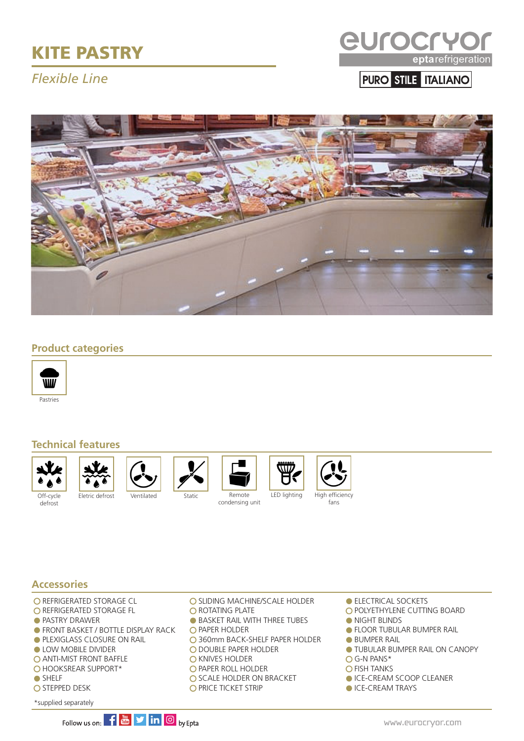# KITE PASTRY

*Flexible Line*

eurocryor
eptarefrigeration

PURO STILE ITALIANO

## Product categories

Pastries

## Technical features

- Off-cycle defrost
- Eletric defrost
- Ventilated
- Static
- Remote condensing unit
- LED lighting
- High efficiency fans

## Accessories

- ○ REFRIGERATED STORAGE CL
- ○ REFRIGERATED STORAGE FL
- ● PASTRY DRAWER
- ● FRONT BASKET / BOTTLE DISPLAY RACK
- ● PLEXIGLASS CLOSURE ON RAIL
- ● LOW MOBILE DIVIDER
- ○ ANTI-MIST FRONT BAFFLE
- ○ HOOKSREAR SUPPORT*
- ● SHELF
- ○ STEPPED DESK
- ○ SLIDING MACHINE/SCALE HOLDER
- ○ ROTATING PLATE
- ● BASKET RAIL WITH THREE TUBES
- ○ PAPER HOLDER
- ○ 360mm BACK-SHELF PAPER HOLDER
- ○ DOUBLE PAPER HOLDER
- ○ KNIVES HOLDER
- ○ PAPER ROLL HOLDER
- ○ SCALE HOLDER ON BRACKET
- ○ PRICE TICKET STRIP
- ● ELECTRICAL SOCKETS
- ○ POLYETHYLENE CUTTING BOARD
- ● NIGHT BLINDS
- ● FLOOR TUBULAR BUMPER RAIL
- ● BUMPER RAIL
- ● TUBULAR BUMPER RAIL ON CANOPY
- ○ G-N PANS*
- ○ FISH TANKS
- ● ICE-CREAM SCOOP CLEANER
- ● ICE-CREAM TRAYS

*supplied separately

Follow us on: by Epta

www.eurocryor.com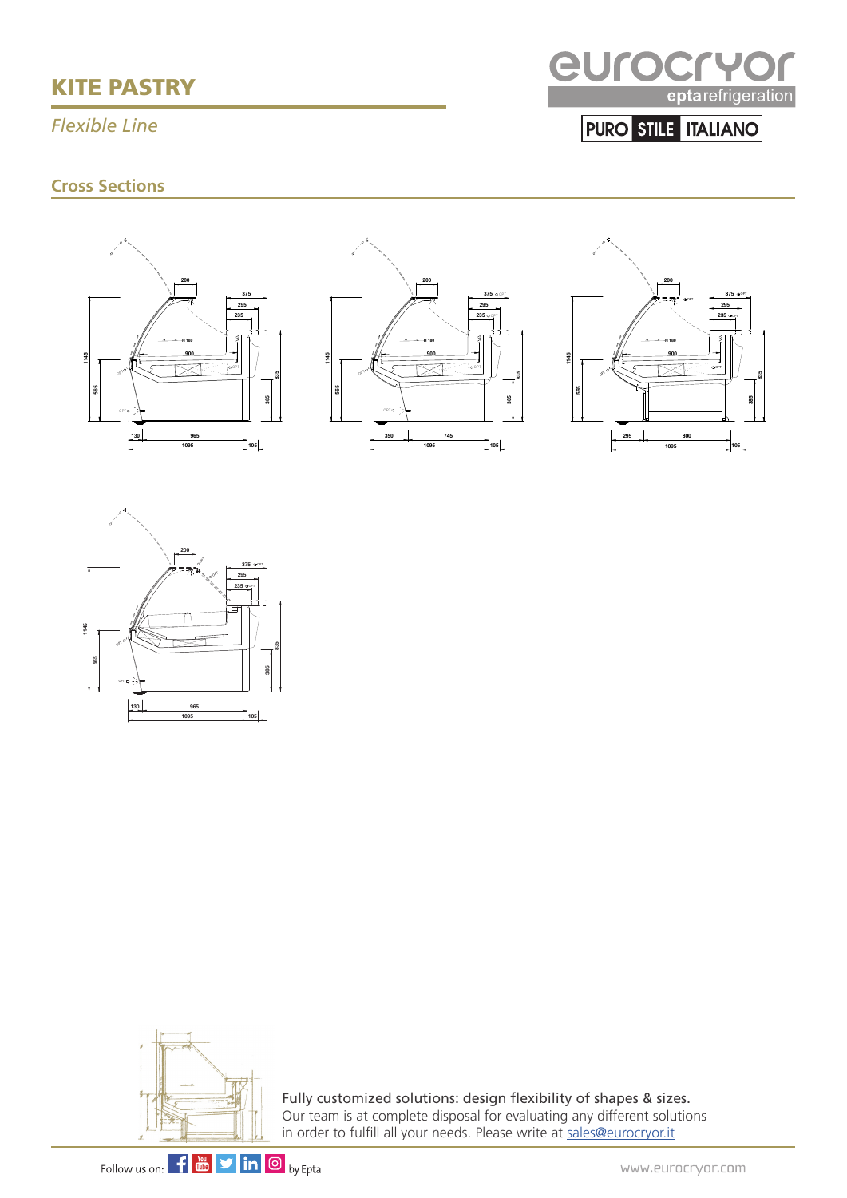# KITE PASTRY

*Flexible Line*

## Cross Sections

200
375
295
235
H 180
900
1145
565
835
385
130
965
1095
105

200
375
295
235
H 180
900
1145
565
835
385
350
745
1095
105

200
375
295
235
H 180
900
1145
565
835
385
295
800
1095
105

200
375
295
235
1145
565
835
385
130
965
1095
105

Fully customized solutions: design flexibility of shapes & sizes.
Our team is at complete disposal for evaluating any different solutions in order to fulfill all your needs. Please write at sales@eurocryor.it

Follow us on: by Epta

www.eurocryor.com